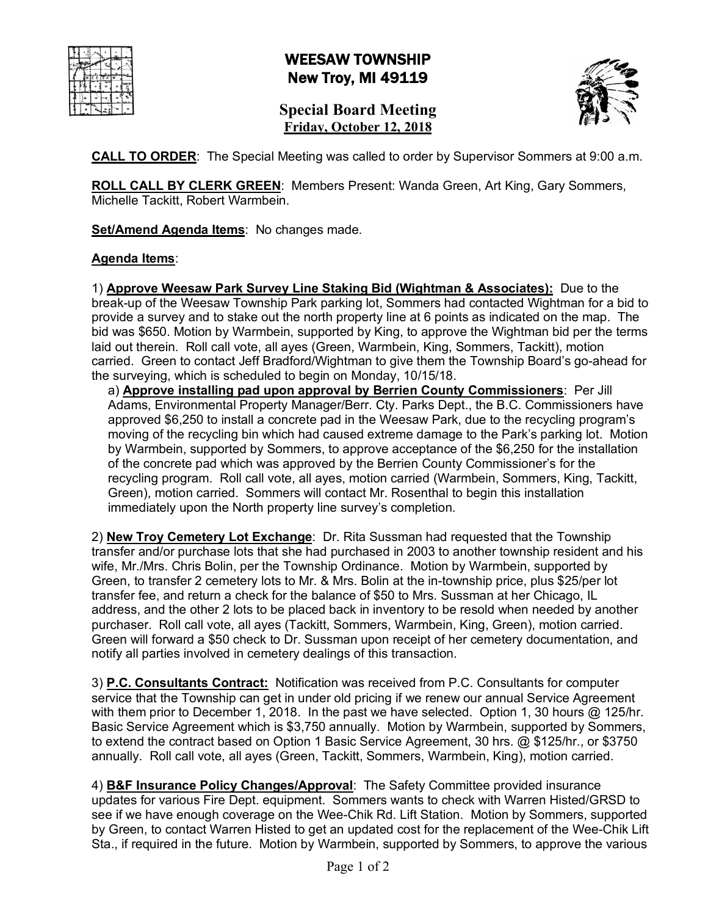# WEESAW TOWNSHIP
## New Troy, MI 49119

## Special Board Meeting
**Friday, October 12, 2018**

**CALL TO ORDER**: The Special Meeting was called to order by Supervisor Sommers at 9:00 a.m.

**ROLL CALL BY CLERK GREEN**: Members Present: Wanda Green, Art King, Gary Sommers, Michelle Tackitt, Robert Warmbein.

**Set/Amend Agenda Items**: No changes made.

**Agenda Items**:

1) **Approve Weesaw Park Survey Line Staking Bid (Wightman & Associates):** Due to the break-up of the Weesaw Township Park parking lot, Sommers had contacted Wightman for a bid to provide a survey and to stake out the north property line at 6 points as indicated on the map. The bid was $650. Motion by Warmbein, supported by King, to approve the Wightman bid per the terms laid out therein. Roll call vote, all ayes (Green, Warmbein, King, Sommers, Tackitt), motion carried. Green to contact Jeff Bradford/Wightman to give them the Township Board's go-ahead for the surveying, which is scheduled to begin on Monday, 10/15/18.

a) **Approve installing pad upon approval by Berrien County Commissioners**: Per Jill Adams, Environmental Property Manager/Berr. Cty. Parks Dept., the B.C. Commissioners have approved $6,250 to install a concrete pad in the Weesaw Park, due to the recycling program's moving of the recycling bin which had caused extreme damage to the Park's parking lot. Motion by Warmbein, supported by Sommers, to approve acceptance of the $6,250 for the installation of the concrete pad which was approved by the Berrien County Commissioner's for the recycling program. Roll call vote, all ayes, motion carried (Warmbein, Sommers, King, Tackitt, Green), motion carried. Sommers will contact Mr. Rosenthal to begin this installation immediately upon the North property line survey's completion.

2) **New Troy Cemetery Lot Exchange**: Dr. Rita Sussman had requested that the Township transfer and/or purchase lots that she had purchased in 2003 to another township resident and his wife, Mr./Mrs. Chris Bolin, per the Township Ordinance. Motion by Warmbein, supported by Green, to transfer 2 cemetery lots to Mr. & Mrs. Bolin at the in-township price, plus $25/per lot transfer fee, and return a check for the balance of $50 to Mrs. Sussman at her Chicago, IL address, and the other 2 lots to be placed back in inventory to be resold when needed by another purchaser. Roll call vote, all ayes (Tackitt, Sommers, Warmbein, King, Green), motion carried. Green will forward a $50 check to Dr. Sussman upon receipt of her cemetery documentation, and notify all parties involved in cemetery dealings of this transaction.

3) **P.C. Consultants Contract:** Notification was received from P.C. Consultants for computer service that the Township can get in under old pricing if we renew our annual Service Agreement with them prior to December 1, 2018. In the past we have selected. Option 1, 30 hours @ 125/hr. Basic Service Agreement which is $3,750 annually. Motion by Warmbein, supported by Sommers, to extend the contract based on Option 1 Basic Service Agreement, 30 hrs. @ $125/hr., or $3750 annually. Roll call vote, all ayes (Green, Tackitt, Sommers, Warmbein, King), motion carried.

4) **B&F Insurance Policy Changes/Approval**: The Safety Committee provided insurance updates for various Fire Dept. equipment. Sommers wants to check with Warren Histed/GRSD to see if we have enough coverage on the Wee-Chik Rd. Lift Station. Motion by Sommers, supported by Green, to contact Warren Histed to get an updated cost for the replacement of the Wee-Chik Lift Sta., if required in the future. Motion by Warmbein, supported by Sommers, to approve the various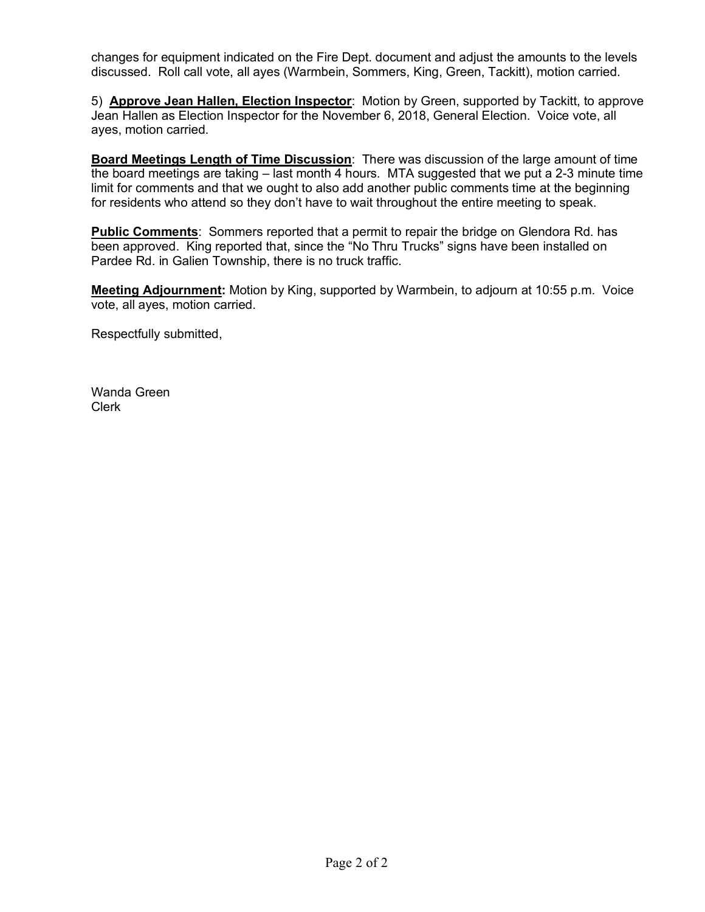changes for equipment indicated on the Fire Dept. document and adjust the amounts to the levels discussed. Roll call vote, all ayes (Warmbein, Sommers, King, Green, Tackitt), motion carried.

5) **Approve Jean Hallen, Election Inspector**: Motion by Green, supported by Tackitt, to approve Jean Hallen as Election Inspector for the November 6, 2018, General Election. Voice vote, all ayes, motion carried.

**Board Meetings Length of Time Discussion**: There was discussion of the large amount of time the board meetings are taking – last month 4 hours. MTA suggested that we put a 2-3 minute time limit for comments and that we ought to also add another public comments time at the beginning for residents who attend so they don't have to wait throughout the entire meeting to speak.

**Public Comments**: Sommers reported that a permit to repair the bridge on Glendora Rd. has been approved. King reported that, since the "No Thru Trucks" signs have been installed on Pardee Rd. in Galien Township, there is no truck traffic.

**Meeting Adjournment:** Motion by King, supported by Warmbein, to adjourn at 10:55 p.m. Voice vote, all ayes, motion carried.

Respectfully submitted,

Wanda Green
Clerk